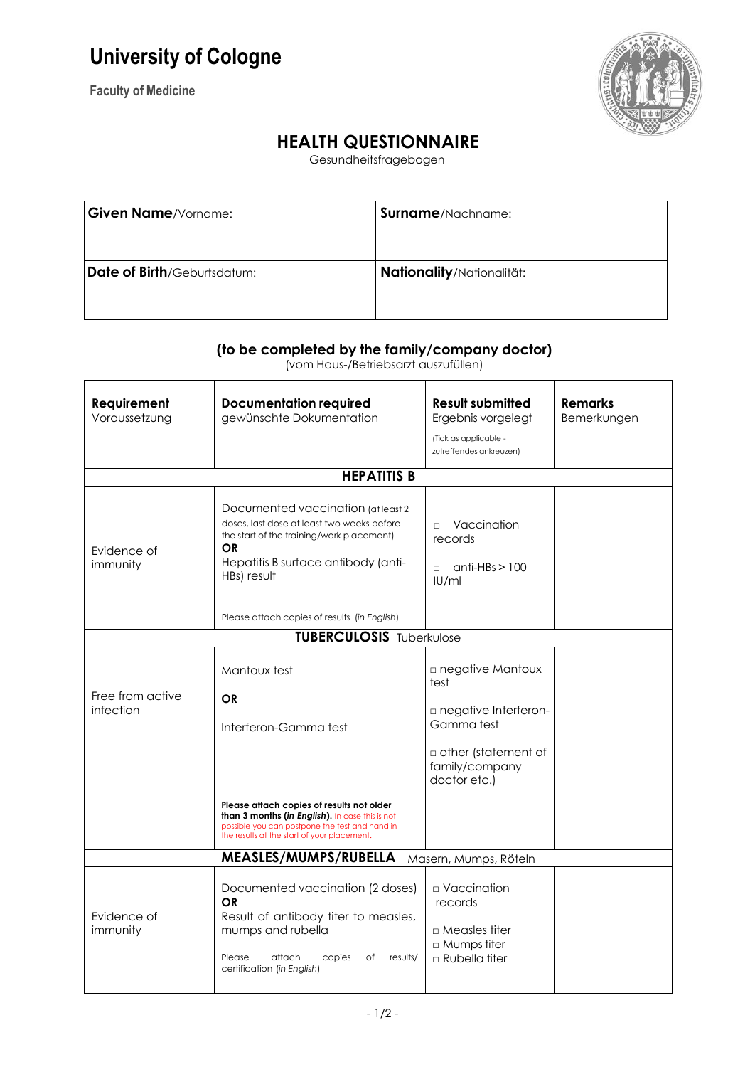# University of Cologne

**Faculty of Medicine**

## HEALTH QUESTIONNAIRE

Gesundheitsfragebogen

| **Given Name**/Vorname: | **Surname**/Nachname: |
|---|---|
| **Date of Birth**/Geburtsdatum: | **Nationality**/Nationalität: |

### (to be completed by the family/company doctor)

(vom Haus-/Betriebsarzt auszufüllen)

| **Requirement** Voraussetzung | **Documentation required** gewünschte Dokumentation | **Result submitted** Ergebnis vorgelegt (Tick as applicable - zutreffendes ankreuzen) | **Remarks** Bemerkungen |
|---|---|---|---|
| | **HEPATITIS B** | | |
| Evidence of immunity | Documented vaccination (at least 2 doses, last dose at least two weeks before the start of the training/work placement) **OR** Hepatitis B surface antibody (anti-HBs) result<br><br>Please attach copies of results (*in English*) | □ Vaccination records<br><br>□ anti-HBs > 100 IU/ml | |
| | **TUBERCULOSIS** Tuberkulose | | |
| Free from active infection | Mantoux test<br><br>**OR**<br><br>Interferon-Gamma test<br><br>**Please attach copies of results not older than 3 months (*in English*).** In case this is not possible you can postpone the test and hand in the results at the start of your placement. | □ negative Mantoux test<br><br>□ negative Interferon-Gamma test<br><br>□ other (statement of family/company doctor etc.) | |
| | **MEASLES/MUMPS/RUBELLA** Masern, Mumps, Röteln | | |
| Evidence of immunity | Documented vaccination (2 doses) **OR** Result of antibody titer to measles, mumps and rubella<br><br>Please attach copies of results/ certification (*in English*) | □ Vaccination records<br><br>□ Measles titer<br>□ Mumps titer<br>□ Rubella titer | |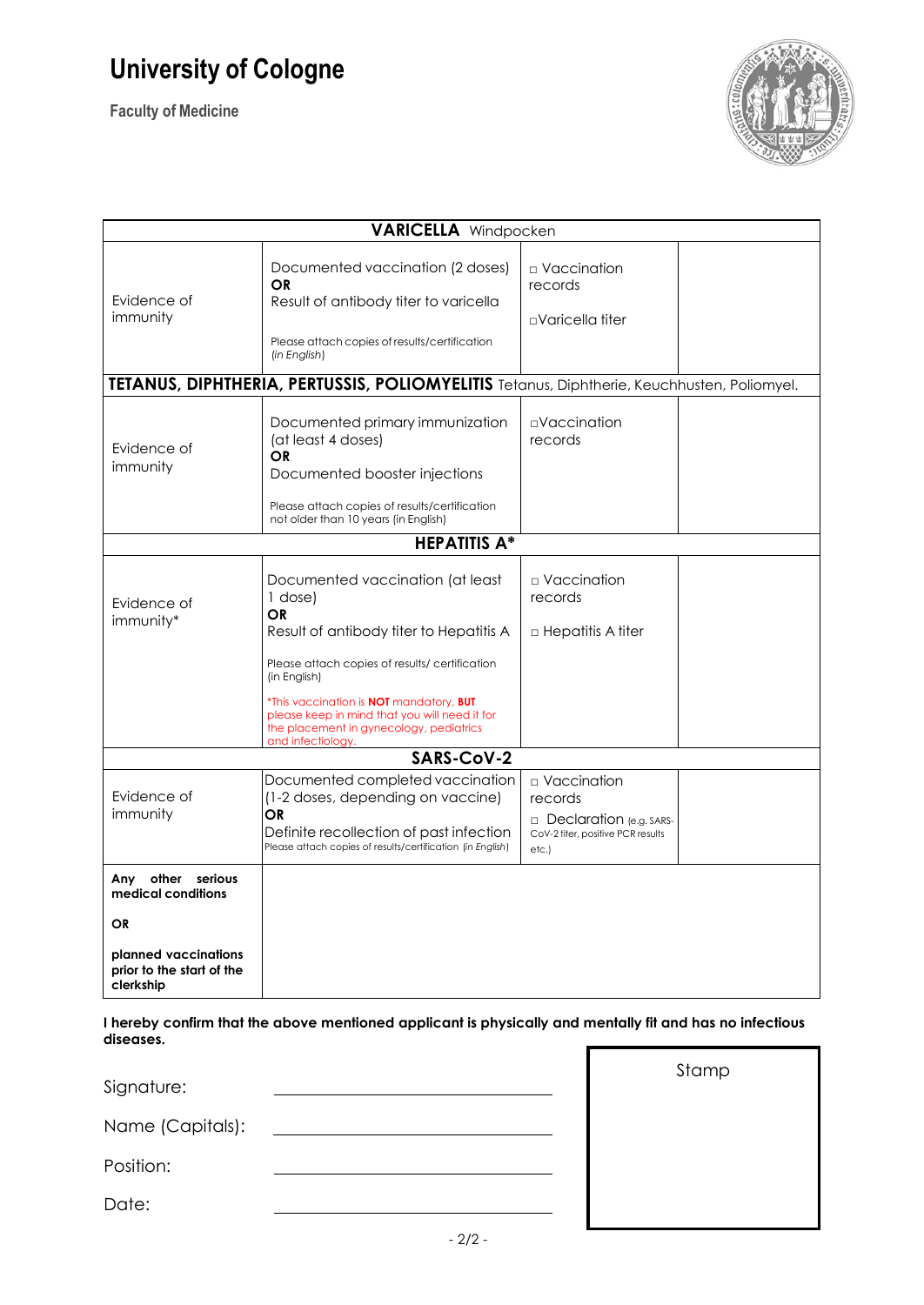# University of Cologne

**Faculty of Medicine**

| | | | |
|---|---|---|---|
| **VARICELLA** Windpocken | | | |
| Evidence of immunity | Documented vaccination (2 doses)<br>**OR**<br>Result of antibody titer to varicella<br><br>Please attach copies of results/certification (*in English*) | □ Vaccination records<br><br>□Varicella titer | |
| **TETANUS, DIPHTHERIA, PERTUSSIS, POLIOMYELITIS** Tetanus, Diphtherie, Keuchhusten, Poliomyel. | | | |
| Evidence of immunity | Documented primary immunization (at least 4 doses)<br>**OR**<br>Documented booster injections<br><br>Please attach copies of results/certification not older than 10 years (in English) | □Vaccination records | |
| **HEPATITIS A*** | | | |
| Evidence of immunity* | Documented vaccination (at least 1 dose)<br>**OR**<br>Result of antibody titer to Hepatitis A<br><br>Please attach copies of results/ certification (in English)<br><br>*This vaccination is **NOT** mandatory, **BUT** please keep in mind that you will need it for the placement in gynecology, pediatrics and infectiology. | □ Vaccination records<br><br>□ Hepatitis A titer | |
| **SARS-CoV-2** | | | |
| Evidence of immunity | Documented completed vaccination (1-2 doses, depending on vaccine)<br>**OR**<br>Definite recollection of past infection<br>Please attach copies of results/certification (*in English*) | □ Vaccination records<br>□ Declaration (e.g. SARS-CoV-2 titer, positive PCR results etc.) | |
| **Any other serious medical conditions**<br><br>**OR**<br><br>**planned vaccinations prior to the start of the clerkship** | | | |

**I hereby confirm that the above mentioned applicant is physically and mentally fit and has no infectious diseases.**

Signature: ______________________

Name (Capitals): ______________________

Position: ______________________

Date: ______________________

Stamp